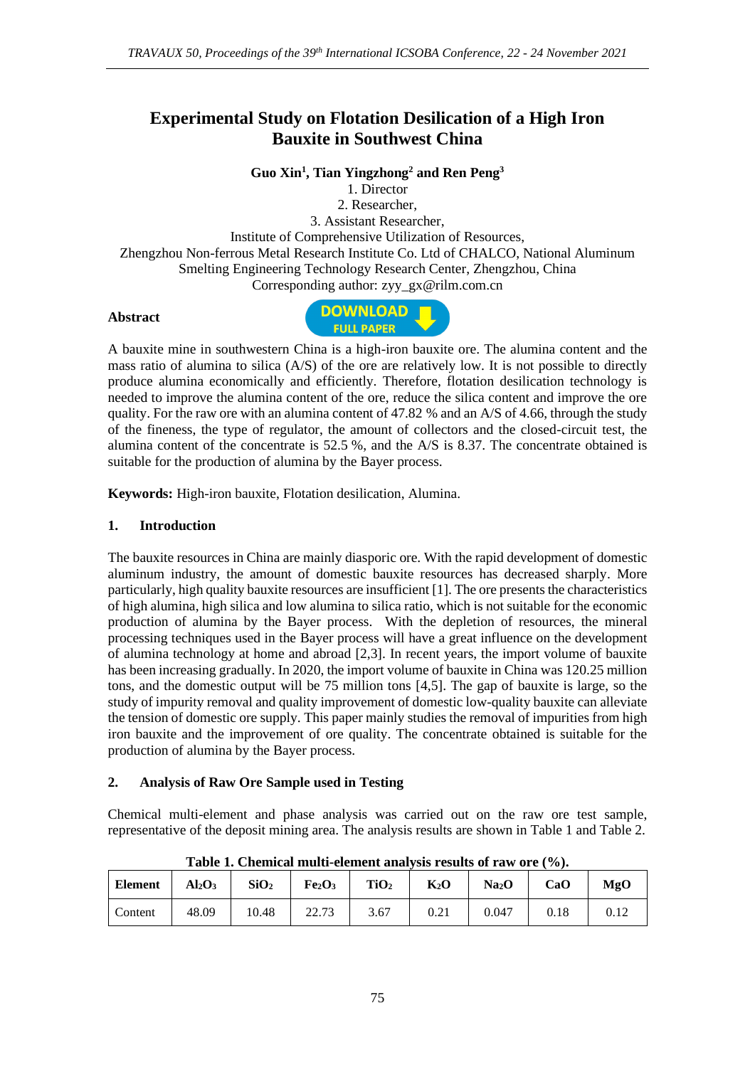# Experimental Study on Flotation Desilication of a High Iron Bauxite in Southwest China

**Guo Xin[1], Tian Yingzhong[2] and Ren Peng[3]**

1. Director
2. Researcher,
3. Assistant Researcher,

Institute of Comprehensive Utilization of Resources,
Zhengzhou Non-ferrous Metal Research Institute Co. Ltd of CHALCO, National Aluminum Smelting Engineering Technology Research Center, Zhengzhou, China
Corresponding author: zyy_gx@rilm.com.cn

**Abstract**

A bauxite mine in southwestern China is a high-iron bauxite ore. The alumina content and the mass ratio of alumina to silica (A/S) of the ore are relatively low. It is not possible to directly produce alumina economically and efficiently. Therefore, flotation desilication technology is needed to improve the alumina content of the ore, reduce the silica content and improve the ore quality. For the raw ore with an alumina content of 47.82 % and an A/S of 4.66, through the study of the fineness, the type of regulator, the amount of collectors and the closed-circuit test, the alumina content of the concentrate is 52.5 %, and the A/S is 8.37. The concentrate obtained is suitable for the production of alumina by the Bayer process.

**Keywords:** High-iron bauxite, Flotation desilication, Alumina.

## 1. Introduction

The bauxite resources in China are mainly diasporic ore. With the rapid development of domestic aluminum industry, the amount of domestic bauxite resources has decreased sharply. More particularly, high quality bauxite resources are insufficient [1]. The ore presents the characteristics of high alumina, high silica and low alumina to silica ratio, which is not suitable for the economic production of alumina by the Bayer process. With the depletion of resources, the mineral processing techniques used in the Bayer process will have a great influence on the development of alumina technology at home and abroad [2,3]. In recent years, the import volume of bauxite has been increasing gradually. In 2020, the import volume of bauxite in China was 120.25 million tons, and the domestic output will be 75 million tons [4,5]. The gap of bauxite is large, so the study of impurity removal and quality improvement of domestic low-quality bauxite can alleviate the tension of domestic ore supply. This paper mainly studies the removal of impurities from high iron bauxite and the improvement of ore quality. The concentrate obtained is suitable for the production of alumina by the Bayer process.

## 2. Analysis of Raw Ore Sample used in Testing

Chemical multi-element and phase analysis was carried out on the raw ore test sample, representative of the deposit mining area. The analysis results are shown in Table 1 and Table 2.

**Table 1. Chemical multi-element analysis results of raw ore (%).**

| Element | $Al_2O_3$ | $SiO_2$ | $Fe_2O_3$ | $TiO_2$ | $K_2O$ | $Na_2O$ | $CaO$ | $MgO$ |
|---|---|---|---|---|---|---|---|---|
| Content | 48.09 | 10.48 | 22.73 | 3.67 | 0.21 | 0.047 | 0.18 | 0.12 |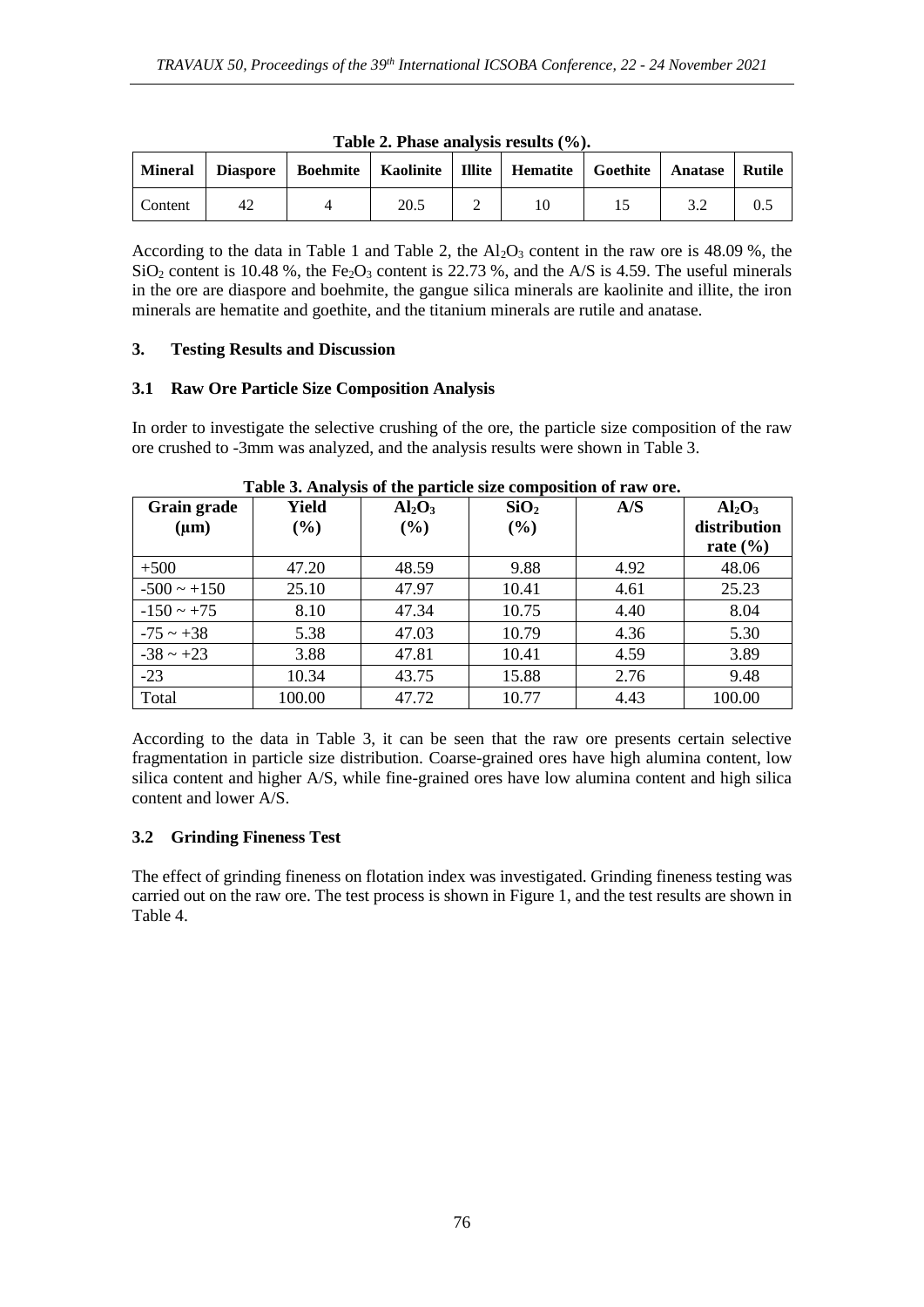**Table 2. Phase analysis results (%).**

| Mineral | Diaspore | Boehmite | Kaolinite | Illite | Hematite | Goethite | Anatase | Rutile |
|---|---|---|---|---|---|---|---|---|
| Content | 42 | 4 | 20.5 | 2 | 10 | 15 | 3.2 | 0.5 |

According to the data in Table 1 and Table 2, the $Al_2O_3$ content in the raw ore is 48.09 %, the $SiO_2$ content is 10.48 %, the $Fe_2O_3$ content is 22.73 %, and the A/S is 4.59. The useful minerals in the ore are diaspore and boehmite, the gangue silica minerals are kaolinite and illite, the iron minerals are hematite and goethite, and the titanium minerals are rutile and anatase.

## 3. Testing Results and Discussion

### 3.1 Raw Ore Particle Size Composition Analysis

In order to investigate the selective crushing of the ore, the particle size composition of the raw ore crushed to -3mm was analyzed, and the analysis results were shown in Table 3.

**Table 3. Analysis of the particle size composition of raw ore.**

| Grain grade (μm) | Yield (%) | $Al_2O_3$ (%) | $SiO_2$ (%) | A/S | $Al_2O_3$ distribution rate (%) |
|---|---|---|---|---|---|
| +500 | 47.20 | 48.59 | 9.88 | 4.92 | 48.06 |
| -500 ~ +150 | 25.10 | 47.97 | 10.41 | 4.61 | 25.23 |
| -150 ~ +75 | 8.10 | 47.34 | 10.75 | 4.40 | 8.04 |
| -75 ~ +38 | 5.38 | 47.03 | 10.79 | 4.36 | 5.30 |
| -38 ~ +23 | 3.88 | 47.81 | 10.41 | 4.59 | 3.89 |
| -23 | 10.34 | 43.75 | 15.88 | 2.76 | 9.48 |
| Total | 100.00 | 47.72 | 10.77 | 4.43 | 100.00 |

According to the data in Table 3, it can be seen that the raw ore presents certain selective fragmentation in particle size distribution. Coarse-grained ores have high alumina content, low silica content and higher A/S, while fine-grained ores have low alumina content and high silica content and lower A/S.

### 3.2 Grinding Fineness Test

The effect of grinding fineness on flotation index was investigated. Grinding fineness testing was carried out on the raw ore. The test process is shown in Figure 1, and the test results are shown in Table 4.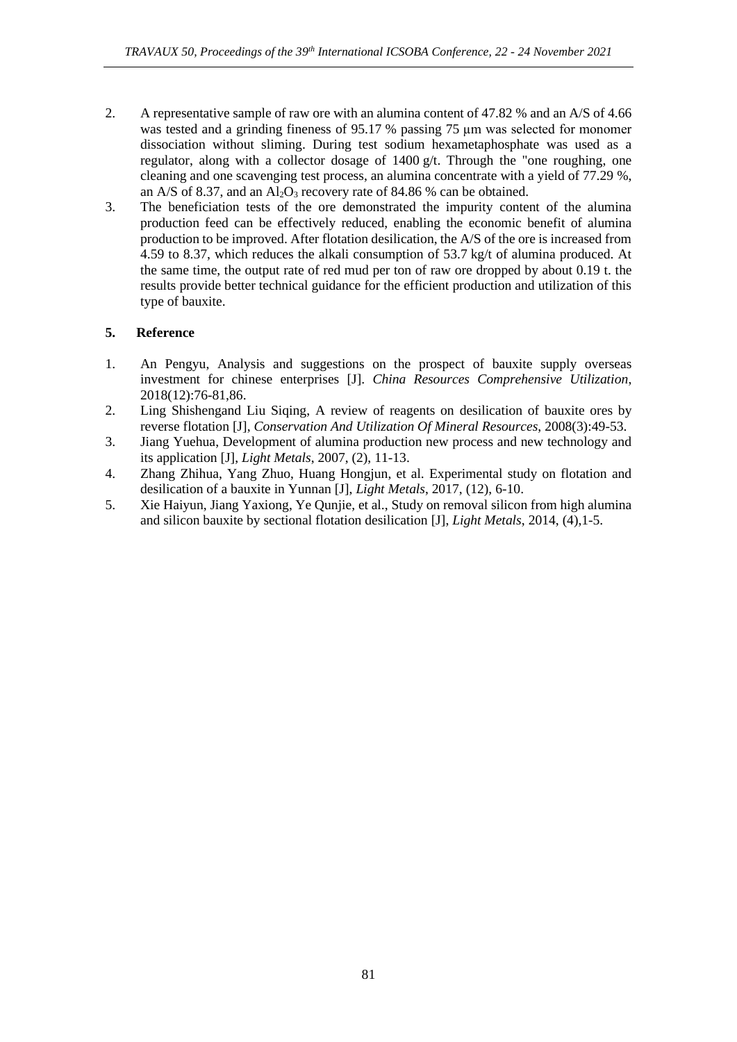2. A representative sample of raw ore with an alumina content of 47.82 % and an A/S of 4.66 was tested and a grinding fineness of 95.17 % passing 75 μm was selected for monomer dissociation without sliming. During test sodium hexametaphosphate was used as a regulator, along with a collector dosage of 1400 g/t. Through the "one roughing, one cleaning and one scavenging test process, an alumina concentrate with a yield of 77.29 %, an A/S of 8.37, and an $Al_2O_3$ recovery rate of 84.86 % can be obtained.
3. The beneficiation tests of the ore demonstrated the impurity content of the alumina production feed can be effectively reduced, enabling the economic benefit of alumina production to be improved. After flotation desilication, the A/S of the ore is increased from 4.59 to 8.37, which reduces the alkali consumption of 53.7 kg/t of alumina produced. At the same time, the output rate of red mud per ton of raw ore dropped by about 0.19 t. the results provide better technical guidance for the efficient production and utilization of this type of bauxite.

## 5. Reference

1. An Pengyu, Analysis and suggestions on the prospect of bauxite supply overseas investment for chinese enterprises [J]. *China Resources Comprehensive Utilization*, 2018(12):76-81,86.
2. Ling Shishengand Liu Siqing, A review of reagents on desilication of bauxite ores by reverse flotation [J], *Conservation And Utilization Of Mineral Resources*, 2008(3):49-53.
3. Jiang Yuehua, Development of alumina production new process and new technology and its application [J], *Light Metals*, 2007, (2), 11-13.
4. Zhang Zhihua, Yang Zhuo, Huang Hongjun, et al. Experimental study on flotation and desilication of a bauxite in Yunnan [J], *Light Metals*, 2017, (12), 6-10.
5. Xie Haiyun, Jiang Yaxiong, Ye Qunjie, et al., Study on removal silicon from high alumina and silicon bauxite by sectional flotation desilication [J], *Light Metals*, 2014, (4),1-5.